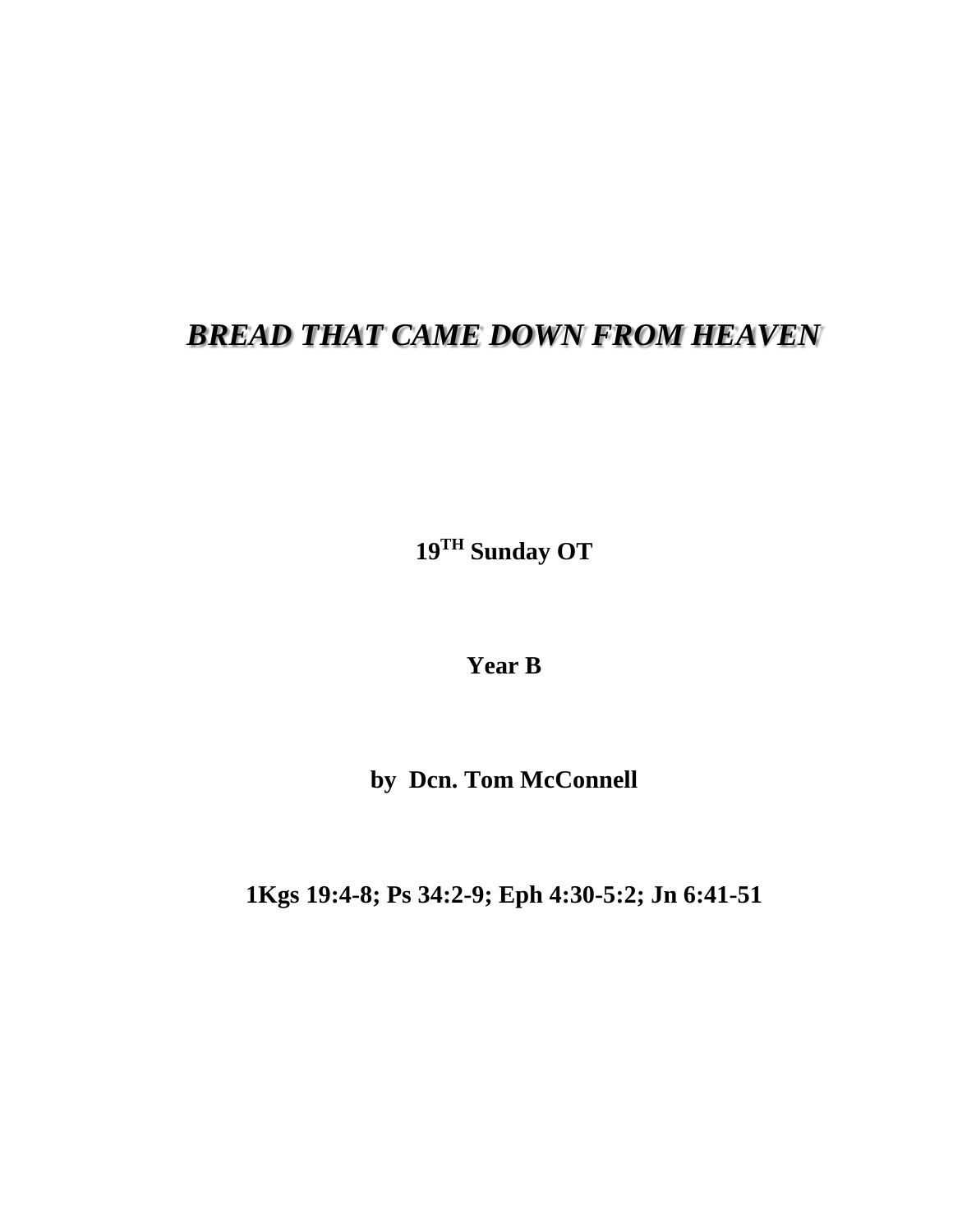# *BREAD THAT CAME DOWN FROM HEAVEN*

**19[TH] Sunday OT**

**Year B**

**by Dcn. Tom McConnell**

**1Kgs 19:4-8; Ps 34:2-9; Eph 4:30-5:2; Jn 6:41-51**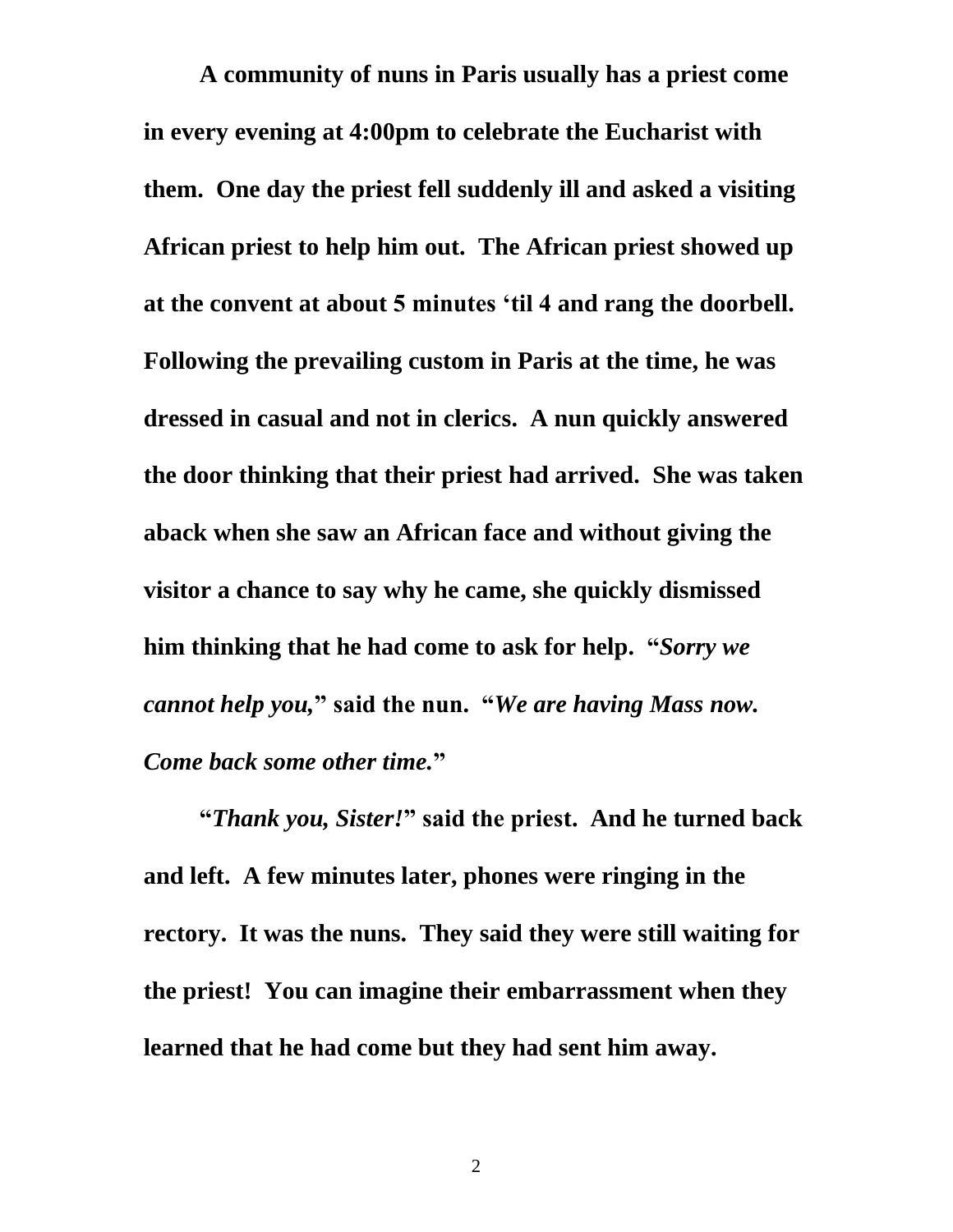**A community of nuns in Paris usually has a priest come in every evening at 4:00pm to celebrate the Eucharist with them. One day the priest fell suddenly ill and asked a visiting African priest to help him out. The African priest showed up at the convent at about 5 minutes 'til 4 and rang the doorbell. Following the prevailing custom in Paris at the time, he was dressed in casual and not in clerics. A nun quickly answered the door thinking that their priest had arrived. She was taken aback when she saw an African face and without giving the visitor a chance to say why he came, she quickly dismissed him thinking that he had come to ask for help. "*Sorry we cannot help you,*" said the nun. "*We are having Mass now. Come back some other time.*"**

**"*Thank you, Sister!*" said the priest. And he turned back and left. A few minutes later, phones were ringing in the rectory. It was the nuns. They said they were still waiting for the priest! You can imagine their embarrassment when they learned that he had come but they had sent him away.**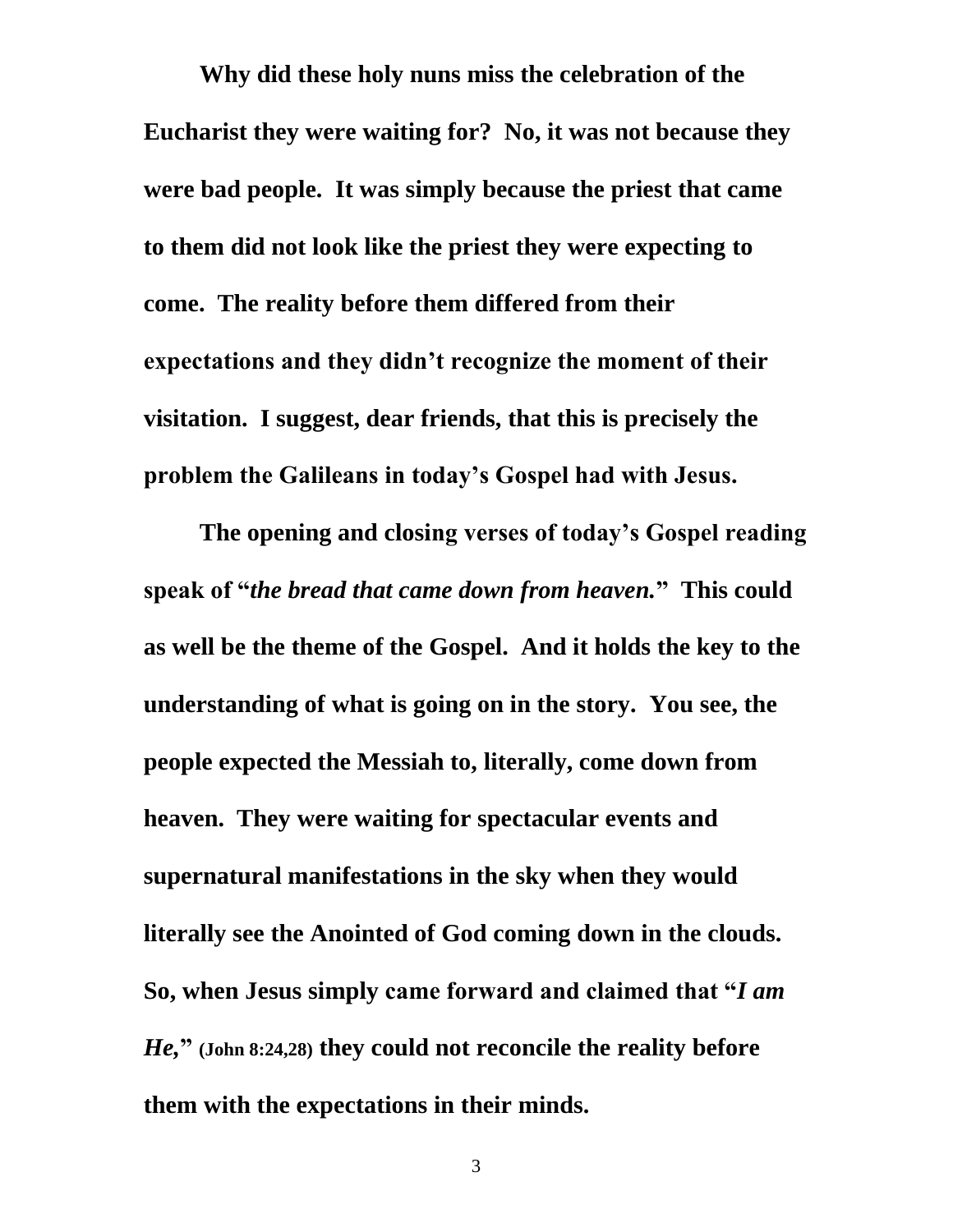**Why did these holy nuns miss the celebration of the Eucharist they were waiting for? No, it was not because they were bad people. It was simply because the priest that came to them did not look like the priest they were expecting to come. The reality before them differed from their expectations and they didn't recognize the moment of their visitation. I suggest, dear friends, that this is precisely the problem the Galileans in today's Gospel had with Jesus.**

**The opening and closing verses of today's Gospel reading speak of "*the bread that came down from heaven.*" This could as well be the theme of the Gospel. And it holds the key to the understanding of what is going on in the story. You see, the people expected the Messiah to, literally, come down from heaven. They were waiting for spectacular events and supernatural manifestations in the sky when they would literally see the Anointed of God coming down in the clouds. So, when Jesus simply came forward and claimed that "*I am He,*" (John 8:24,28) they could not reconcile the reality before them with the expectations in their minds.**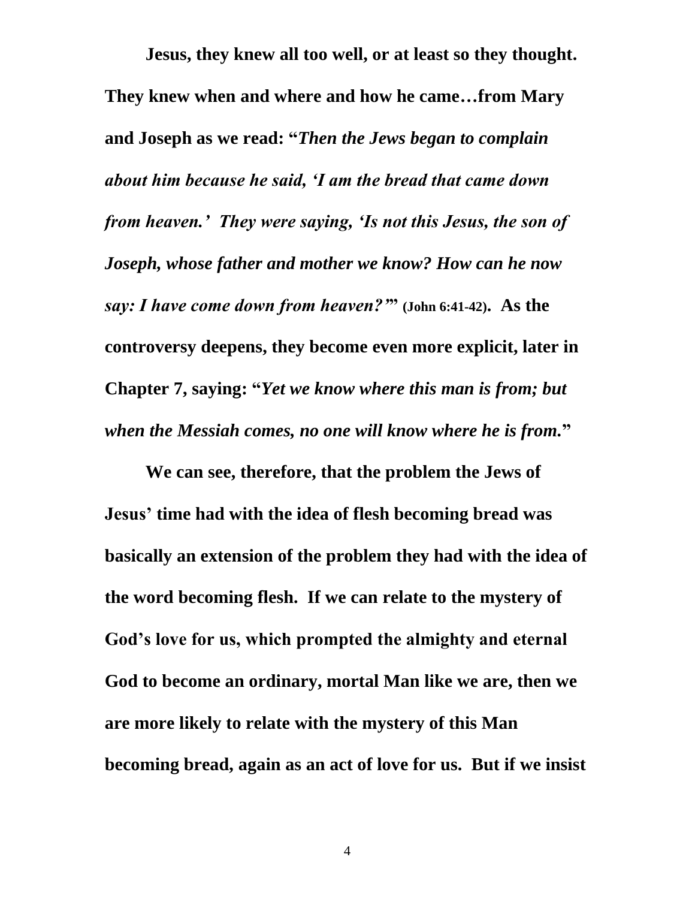**Jesus, they knew all too well, or at least so they thought. They knew when and where and how he came…from Mary and Joseph as we read: "*Then the Jews began to complain about him because he said, 'I am the bread that came down from heaven.' They were saying, 'Is not this Jesus, the son of Joseph, whose father and mother we know? How can he now say: I have come down from heaven?'*" (John 6:41-42). As the controversy deepens, they become even more explicit, later in Chapter 7, saying: "*Yet we know where this man is from; but when the Messiah comes, no one will know where he is from.*"**

**We can see, therefore, that the problem the Jews of Jesus' time had with the idea of flesh becoming bread was basically an extension of the problem they had with the idea of the word becoming flesh. If we can relate to the mystery of God's love for us, which prompted the almighty and eternal God to become an ordinary, mortal Man like we are, then we are more likely to relate with the mystery of this Man becoming bread, again as an act of love for us. But if we insist**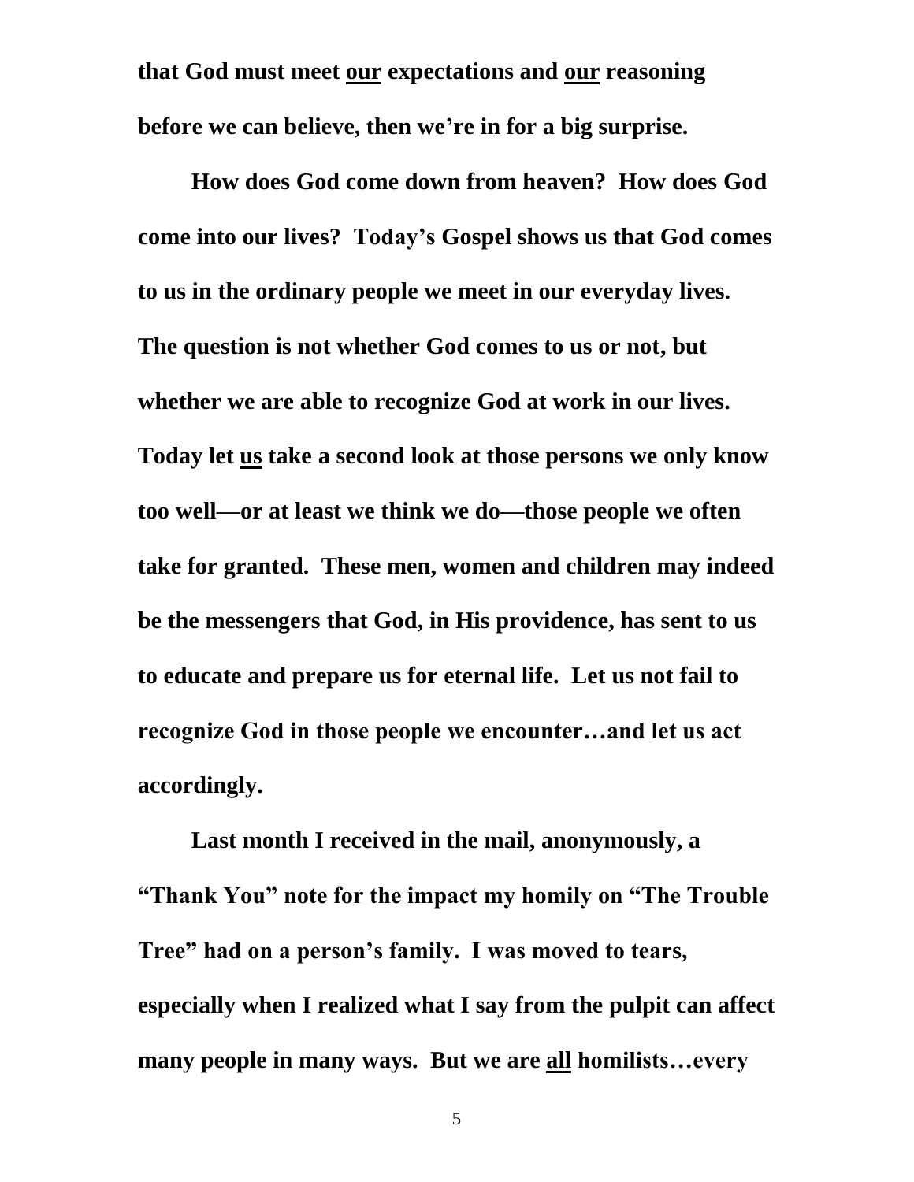**that God must meet <u>our</u> expectations and <u>our</u> reasoning before we can believe, then we're in for a big surprise.**

**How does God come down from heaven? How does God come into our lives? Today's Gospel shows us that God comes to us in the ordinary people we meet in our everyday lives. The question is not whether God comes to us or not, but whether we are able to recognize God at work in our lives. Today let <u>us</u> take a second look at those persons we only know too well—or at least we think we do—those people we often take for granted. These men, women and children may indeed be the messengers that God, in His providence, has sent to us to educate and prepare us for eternal life. Let us not fail to recognize God in those people we encounter…and let us act accordingly.**

**Last month I received in the mail, anonymously, a "Thank You" note for the impact my homily on "The Trouble Tree" had on a person's family. I was moved to tears, especially when I realized what I say from the pulpit can affect many people in many ways. But we are <u>all</u> homilists…every**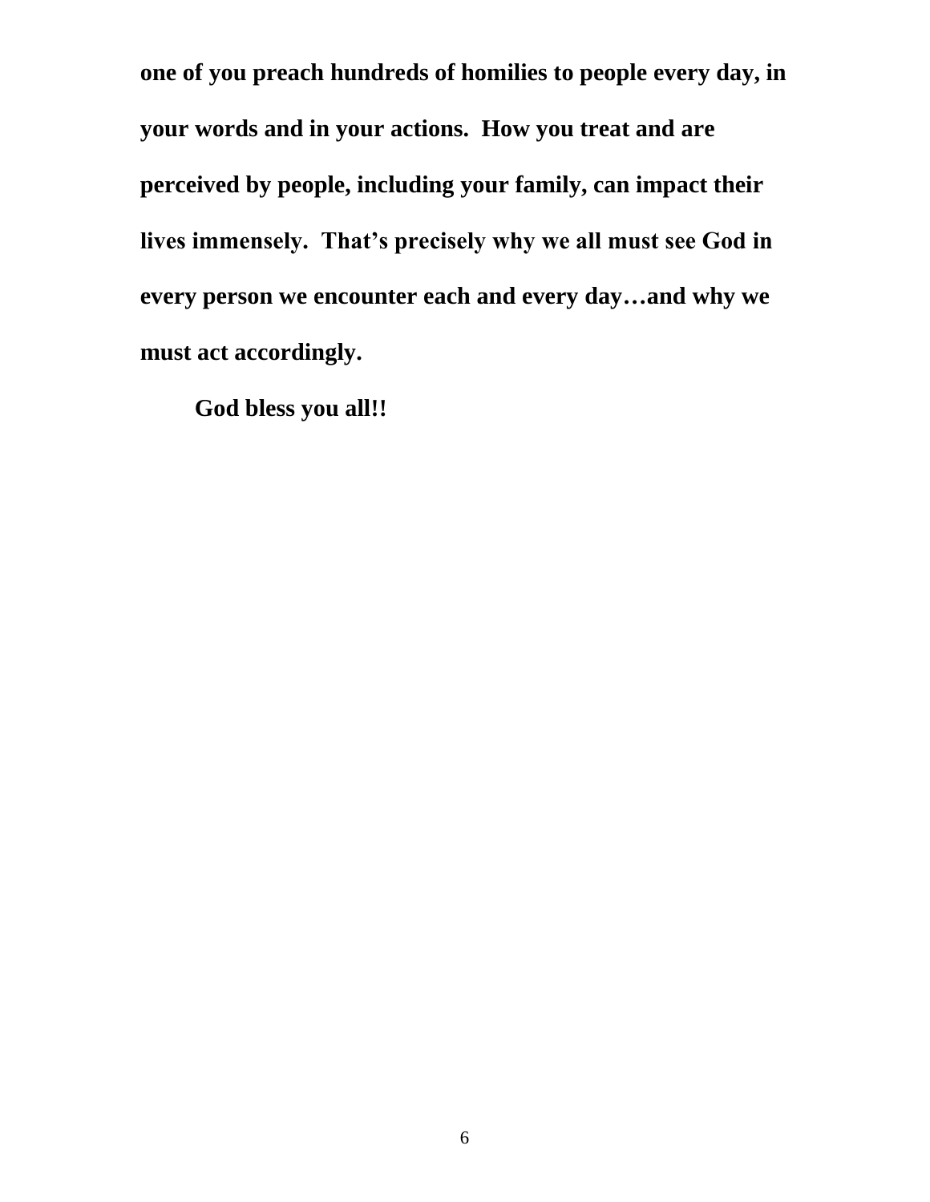**one of you preach hundreds of homilies to people every day, in your words and in your actions. How you treat and are perceived by people, including your family, can impact their lives immensely. That's precisely why we all must see God in every person we encounter each and every day…and why we must act accordingly.**

**God bless you all!!**